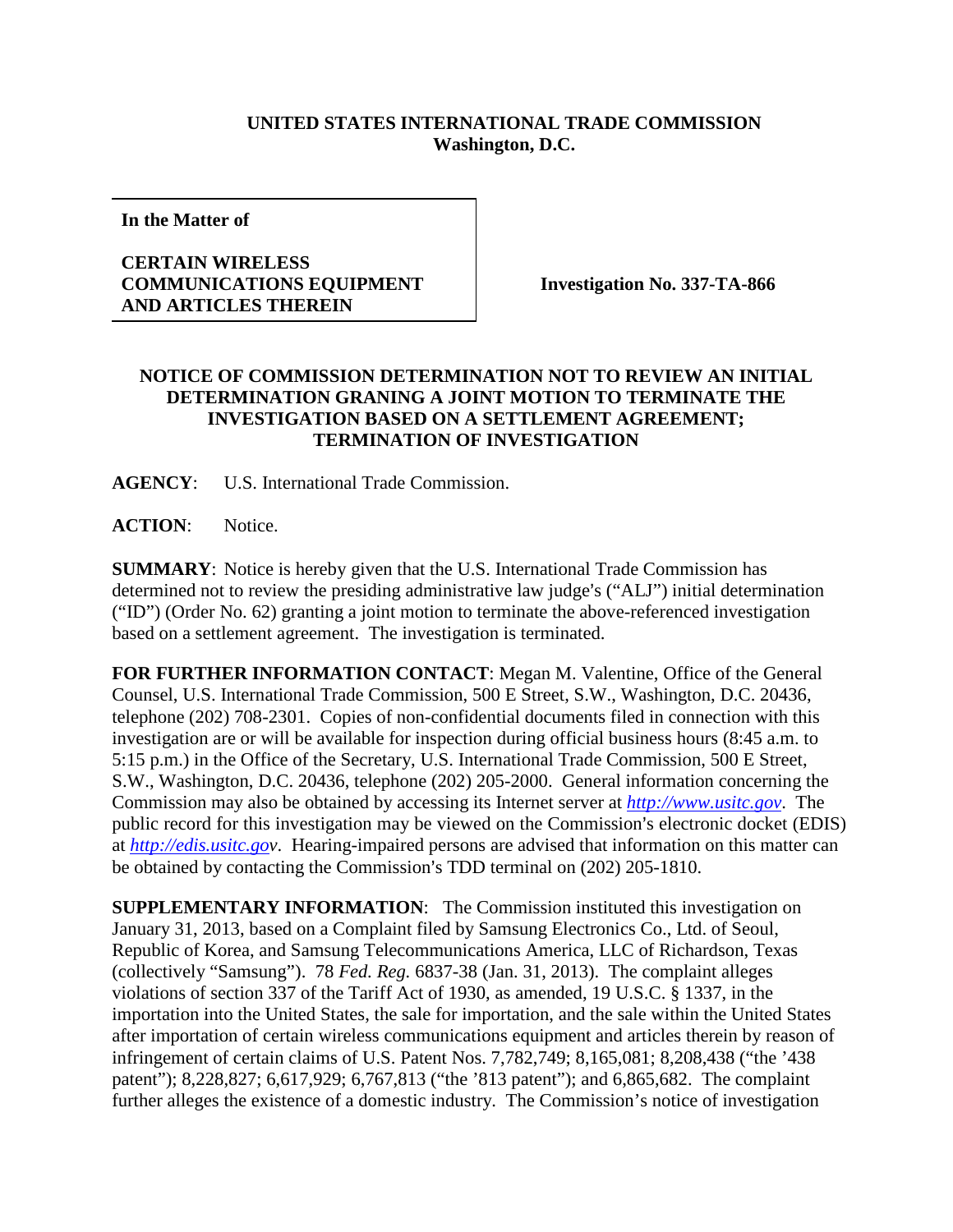**UNITED STATES INTERNATIONAL TRADE COMMISSION**
**Washington, D.C.**

| In the Matter of<br><br>CERTAIN WIRELESS COMMUNICATIONS EQUIPMENT AND ARTICLES THEREIN | Investigation No. 337-TA-866 |
|---|---|

**NOTICE OF COMMISSION DETERMINATION NOT TO REVIEW AN INITIAL DETERMINATION GRANING A JOINT MOTION TO TERMINATE THE INVESTIGATION BASED ON A SETTLEMENT AGREEMENT; TERMINATION OF INVESTIGATION**

**AGENCY**: U.S. International Trade Commission.

**ACTION**: Notice.

**SUMMARY**: Notice is hereby given that the U.S. International Trade Commission has determined not to review the presiding administrative law judge's ("ALJ") initial determination ("ID") (Order No. 62) granting a joint motion to terminate the above-referenced investigation based on a settlement agreement. The investigation is terminated.

**FOR FURTHER INFORMATION CONTACT**: Megan M. Valentine, Office of the General Counsel, U.S. International Trade Commission, 500 E Street, S.W., Washington, D.C. 20436, telephone (202) 708-2301. Copies of non-confidential documents filed in connection with this investigation are or will be available for inspection during official business hours (8:45 a.m. to 5:15 p.m.) in the Office of the Secretary, U.S. International Trade Commission, 500 E Street, S.W., Washington, D.C. 20436, telephone (202) 205-2000. General information concerning the Commission may also be obtained by accessing its Internet server at *http://www.usitc.gov*. The public record for this investigation may be viewed on the Commission's electronic docket (EDIS) at *http://edis.usitc.gov*. Hearing-impaired persons are advised that information on this matter can be obtained by contacting the Commission's TDD terminal on (202) 205-1810.

**SUPPLEMENTARY INFORMATION**: The Commission instituted this investigation on January 31, 2013, based on a Complaint filed by Samsung Electronics Co., Ltd. of Seoul, Republic of Korea, and Samsung Telecommunications America, LLC of Richardson, Texas (collectively "Samsung"). 78 *Fed. Reg.* 6837-38 (Jan. 31, 2013). The complaint alleges violations of section 337 of the Tariff Act of 1930, as amended, 19 U.S.C. § 1337, in the importation into the United States, the sale for importation, and the sale within the United States after importation of certain wireless communications equipment and articles therein by reason of infringement of certain claims of U.S. Patent Nos. 7,782,749; 8,165,081; 8,208,438 ("the '438 patent"); 8,228,827; 6,617,929; 6,767,813 ("the '813 patent"); and 6,865,682. The complaint further alleges the existence of a domestic industry. The Commission's notice of investigation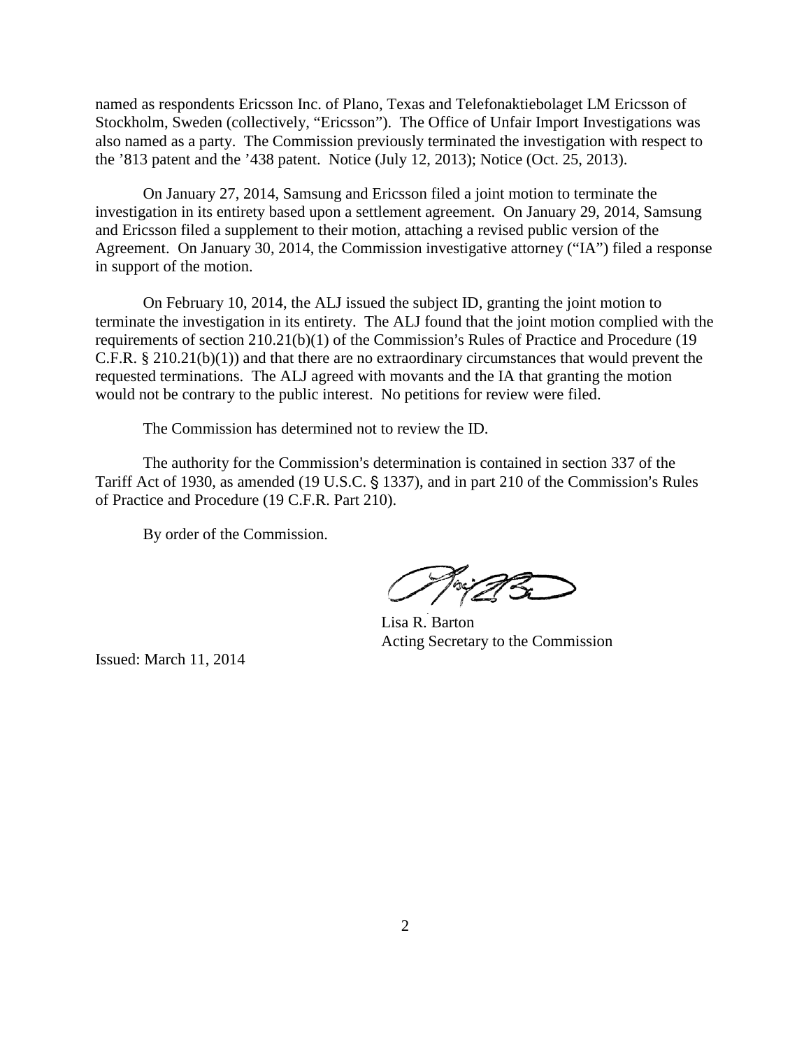named as respondents Ericsson Inc. of Plano, Texas and Telefonaktiebolaget LM Ericsson of Stockholm, Sweden (collectively, "Ericsson"). The Office of Unfair Import Investigations was also named as a party. The Commission previously terminated the investigation with respect to the '813 patent and the '438 patent. Notice (July 12, 2013); Notice (Oct. 25, 2013).

On January 27, 2014, Samsung and Ericsson filed a joint motion to terminate the investigation in its entirety based upon a settlement agreement. On January 29, 2014, Samsung and Ericsson filed a supplement to their motion, attaching a revised public version of the Agreement. On January 30, 2014, the Commission investigative attorney ("IA") filed a response in support of the motion.

On February 10, 2014, the ALJ issued the subject ID, granting the joint motion to terminate the investigation in its entirety. The ALJ found that the joint motion complied with the requirements of section 210.21(b)(1) of the Commission's Rules of Practice and Procedure (19 C.F.R. § 210.21(b)(1)) and that there are no extraordinary circumstances that would prevent the requested terminations. The ALJ agreed with movants and the IA that granting the motion would not be contrary to the public interest. No petitions for review were filed.

The Commission has determined not to review the ID.

The authority for the Commission's determination is contained in section 337 of the Tariff Act of 1930, as amended (19 U.S.C. § 1337), and in part 210 of the Commission's Rules of Practice and Procedure (19 C.F.R. Part 210).

By order of the Commission.

Lisa R. Barton
Acting Secretary to the Commission

Issued: March 11, 2014